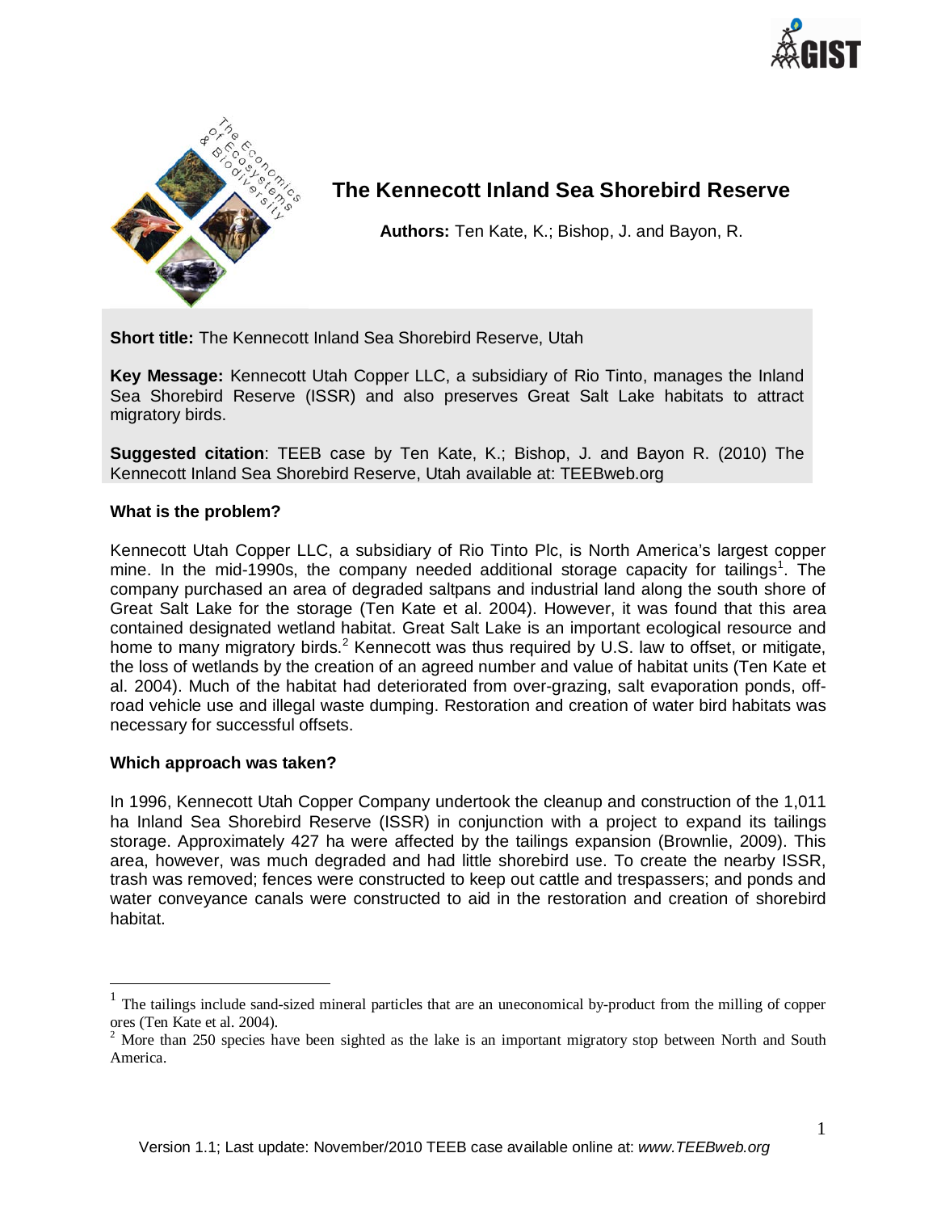# The Kennecott Inland Sea Shorebird Reserve

**Authors:** Ten Kate, K.; Bishop, J. and Bayon, R.

**Short title:** The Kennecott Inland Sea Shorebird Reserve, Utah

**Key Message:** Kennecott Utah Copper LLC, a subsidiary of Rio Tinto, manages the Inland Sea Shorebird Reserve (ISSR) and also preserves Great Salt Lake habitats to attract migratory birds.

**Suggested citation**: TEEB case by Ten Kate, K.; Bishop, J. and Bayon R. (2010) The Kennecott Inland Sea Shorebird Reserve, Utah available at: TEEBweb.org

## What is the problem?

Kennecott Utah Copper LLC, a subsidiary of Rio Tinto Plc, is North America's largest copper mine. In the mid-1990s, the company needed additional storage capacity for tailings[1]. The company purchased an area of degraded saltpans and industrial land along the south shore of Great Salt Lake for the storage (Ten Kate et al. 2004). However, it was found that this area contained designated wetland habitat. Great Salt Lake is an important ecological resource and home to many migratory birds.[2] Kennecott was thus required by U.S. law to offset, or mitigate, the loss of wetlands by the creation of an agreed number and value of habitat units (Ten Kate et al. 2004). Much of the habitat had deteriorated from over-grazing, salt evaporation ponds, off-road vehicle use and illegal waste dumping. Restoration and creation of water bird habitats was necessary for successful offsets.

## Which approach was taken?

In 1996, Kennecott Utah Copper Company undertook the cleanup and construction of the 1,011 ha Inland Sea Shorebird Reserve (ISSR) in conjunction with a project to expand its tailings storage. Approximately 427 ha were affected by the tailings expansion (Brownlie, 2009). This area, however, was much degraded and had little shorebird use. To create the nearby ISSR, trash was removed; fences were constructed to keep out cattle and trespassers; and ponds and water conveyance canals were constructed to aid in the restoration and creation of shorebird habitat.

---

[1] The tailings include sand-sized mineral particles that are an uneconomical by-product from the milling of copper ores (Ten Kate et al. 2004).

[2] More than 250 species have been sighted as the lake is an important migratory stop between North and South America.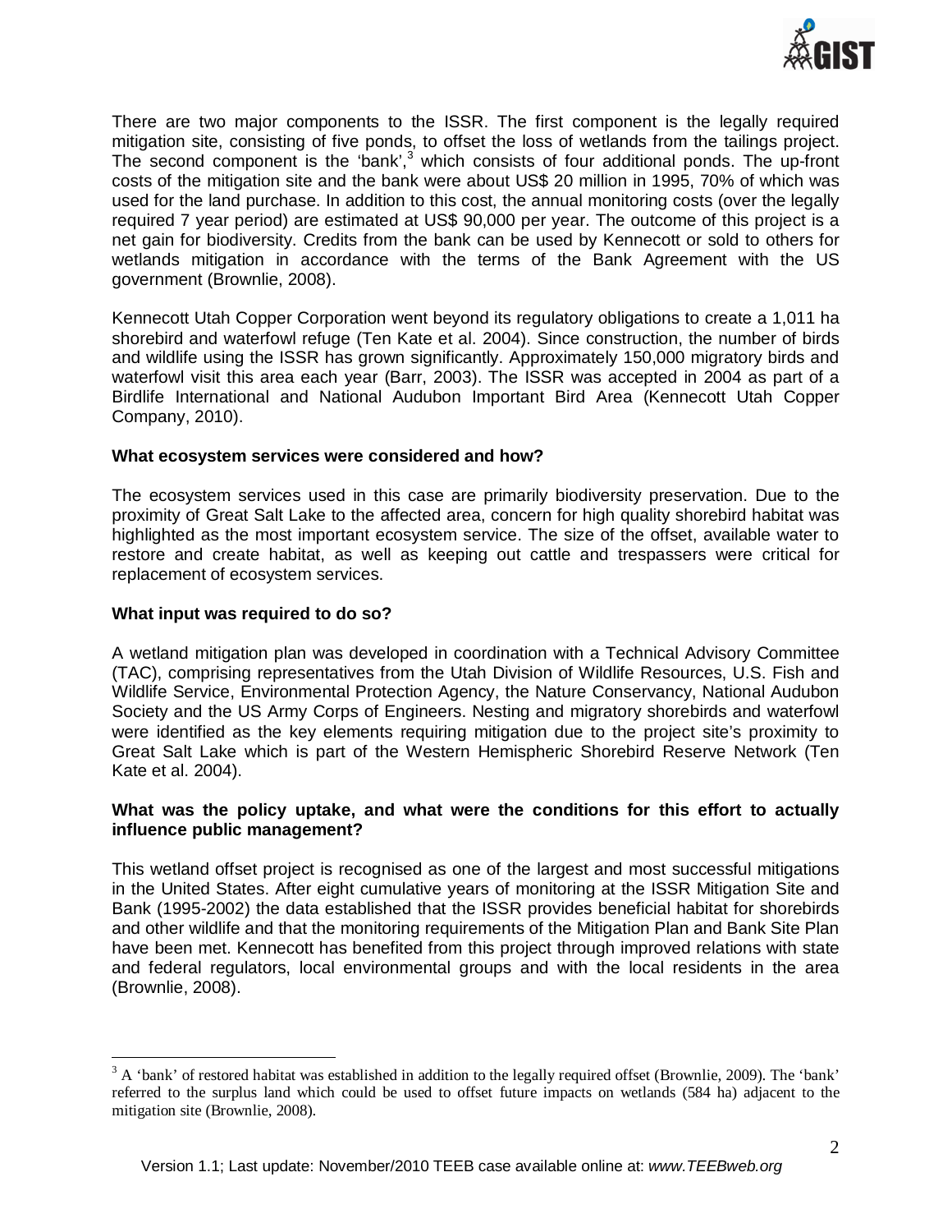There are two major components to the ISSR. The first component is the legally required mitigation site, consisting of five ponds, to offset the loss of wetlands from the tailings project. The second component is the 'bank',[3] which consists of four additional ponds. The up-front costs of the mitigation site and the bank were about US$ 20 million in 1995, 70% of which was used for the land purchase. In addition to this cost, the annual monitoring costs (over the legally required 7 year period) are estimated at US$ 90,000 per year. The outcome of this project is a net gain for biodiversity. Credits from the bank can be used by Kennecott or sold to others for wetlands mitigation in accordance with the terms of the Bank Agreement with the US government (Brownlie, 2008).

Kennecott Utah Copper Corporation went beyond its regulatory obligations to create a 1,011 ha shorebird and waterfowl refuge (Ten Kate et al. 2004). Since construction, the number of birds and wildlife using the ISSR has grown significantly. Approximately 150,000 migratory birds and waterfowl visit this area each year (Barr, 2003). The ISSR was accepted in 2004 as part of a Birdlife International and National Audubon Important Bird Area (Kennecott Utah Copper Company, 2010).

**What ecosystem services were considered and how?**

The ecosystem services used in this case are primarily biodiversity preservation. Due to the proximity of Great Salt Lake to the affected area, concern for high quality shorebird habitat was highlighted as the most important ecosystem service. The size of the offset, available water to restore and create habitat, as well as keeping out cattle and trespassers were critical for replacement of ecosystem services.

**What input was required to do so?**

A wetland mitigation plan was developed in coordination with a Technical Advisory Committee (TAC), comprising representatives from the Utah Division of Wildlife Resources, U.S. Fish and Wildlife Service, Environmental Protection Agency, the Nature Conservancy, National Audubon Society and the US Army Corps of Engineers. Nesting and migratory shorebirds and waterfowl were identified as the key elements requiring mitigation due to the project site's proximity to Great Salt Lake which is part of the Western Hemispheric Shorebird Reserve Network (Ten Kate et al. 2004).

**What was the policy uptake, and what were the conditions for this effort to actually influence public management?**

This wetland offset project is recognised as one of the largest and most successful mitigations in the United States. After eight cumulative years of monitoring at the ISSR Mitigation Site and Bank (1995-2002) the data established that the ISSR provides beneficial habitat for shorebirds and other wildlife and that the monitoring requirements of the Mitigation Plan and Bank Site Plan have been met. Kennecott has benefited from this project through improved relations with state and federal regulators, local environmental groups and with the local residents in the area (Brownlie, 2008).

---

[3] A 'bank' of restored habitat was established in addition to the legally required offset (Brownlie, 2009). The 'bank' referred to the surplus land which could be used to offset future impacts on wetlands (584 ha) adjacent to the mitigation site (Brownlie, 2008).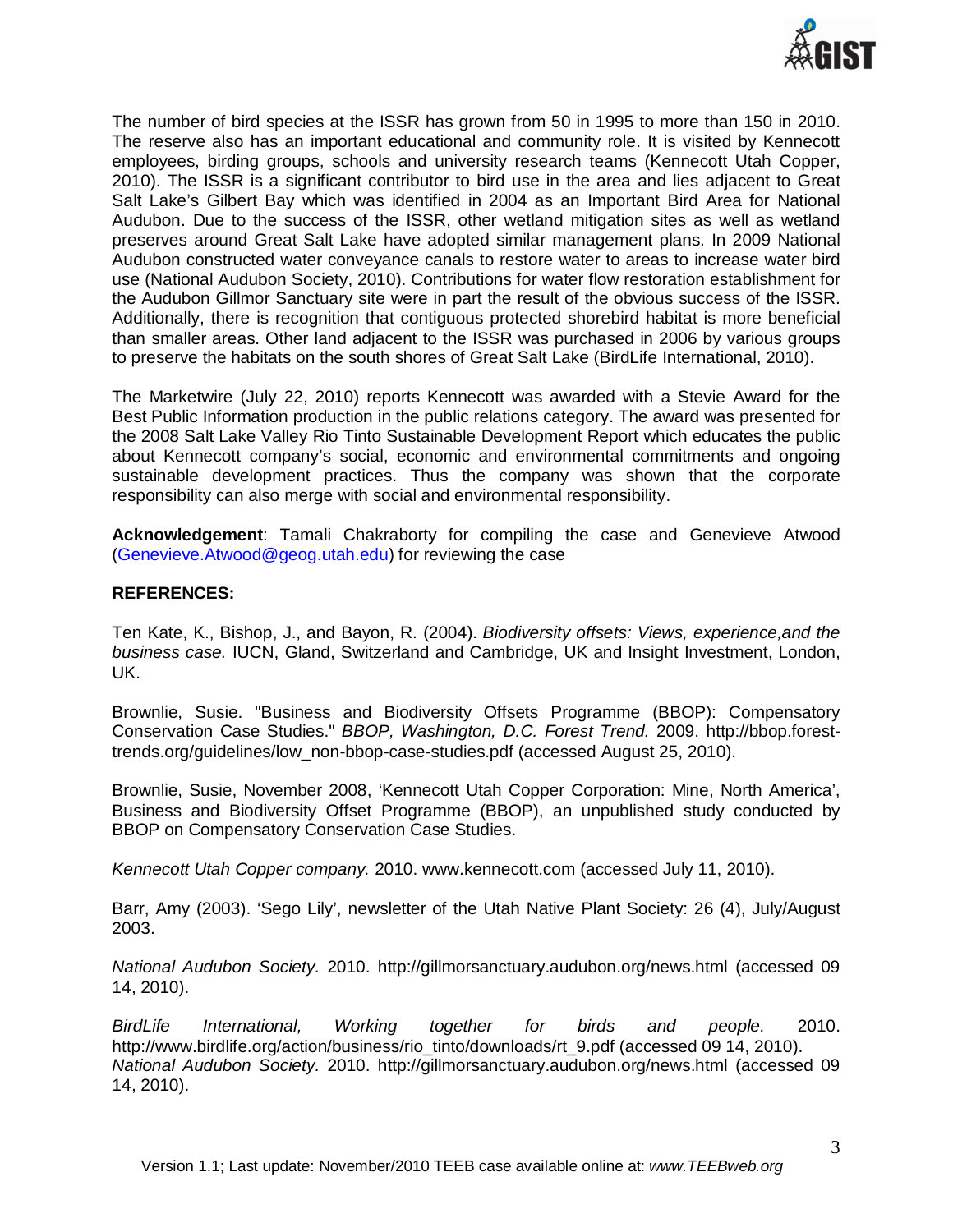The number of bird species at the ISSR has grown from 50 in 1995 to more than 150 in 2010. The reserve also has an important educational and community role. It is visited by Kennecott employees, birding groups, schools and university research teams (Kennecott Utah Copper, 2010). The ISSR is a significant contributor to bird use in the area and lies adjacent to Great Salt Lake's Gilbert Bay which was identified in 2004 as an Important Bird Area for National Audubon. Due to the success of the ISSR, other wetland mitigation sites as well as wetland preserves around Great Salt Lake have adopted similar management plans. In 2009 National Audubon constructed water conveyance canals to restore water to areas to increase water bird use (National Audubon Society, 2010). Contributions for water flow restoration establishment for the Audubon Gillmor Sanctuary site were in part the result of the obvious success of the ISSR. Additionally, there is recognition that contiguous protected shorebird habitat is more beneficial than smaller areas. Other land adjacent to the ISSR was purchased in 2006 by various groups to preserve the habitats on the south shores of Great Salt Lake (BirdLife International, 2010).

The Marketwire (July 22, 2010) reports Kennecott was awarded with a Stevie Award for the Best Public Information production in the public relations category. The award was presented for the 2008 Salt Lake Valley Rio Tinto Sustainable Development Report which educates the public about Kennecott company's social, economic and environmental commitments and ongoing sustainable development practices. Thus the company was shown that the corporate responsibility can also merge with social and environmental responsibility.

**Acknowledgement**: Tamali Chakraborty for compiling the case and Genevieve Atwood (Genevieve.Atwood@geog.utah.edu) for reviewing the case

**REFERENCES:**

Ten Kate, K., Bishop, J., and Bayon, R. (2004). *Biodiversity offsets: Views, experience,and the business case.* IUCN, Gland, Switzerland and Cambridge, UK and Insight Investment, London, UK.

Brownlie, Susie. "Business and Biodiversity Offsets Programme (BBOP): Compensatory Conservation Case Studies." *BBOP, Washington, D.C. Forest Trend.* 2009. http://bbop.forest-trends.org/guidelines/low_non-bbop-case-studies.pdf (accessed August 25, 2010).

Brownlie, Susie, November 2008, 'Kennecott Utah Copper Corporation: Mine, North America', Business and Biodiversity Offset Programme (BBOP), an unpublished study conducted by BBOP on Compensatory Conservation Case Studies.

*Kennecott Utah Copper company.* 2010. www.kennecott.com (accessed July 11, 2010).

Barr, Amy (2003). 'Sego Lily', newsletter of the Utah Native Plant Society: 26 (4), July/August 2003.

*National Audubon Society.* 2010. http://gillmorsanctuary.audubon.org/news.html (accessed 09 14, 2010).

*BirdLife International, Working together for birds and people.* 2010. http://www.birdlife.org/action/business/rio_tinto/downloads/rt_9.pdf (accessed 09 14, 2010).
*National Audubon Society.* 2010. http://gillmorsanctuary.audubon.org/news.html (accessed 09 14, 2010).